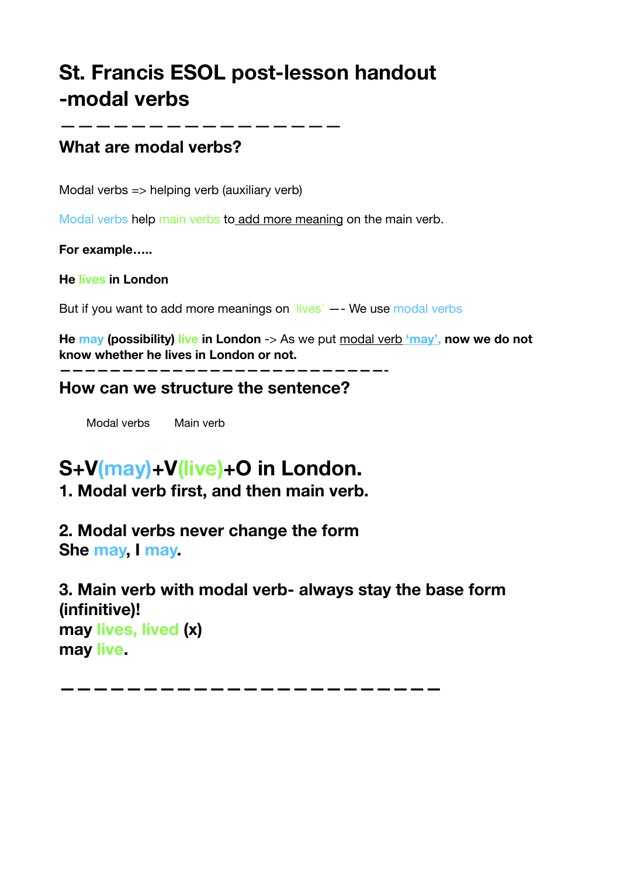# St. Francis ESOL post-lesson handout -modal verbs

—————————————————

## What are modal verbs?

Modal verbs => helping verb (auxiliary verb)

Modal verbs help main verbs to add more meaning on the main verb.

**For example…..**

**He lives in London**

But if you want to add more meanings on 'lives' —- We use modal verbs

**He may (possibility) live in London** -> As we put modal verb **'may', now we do not know whether he lives in London or not.**

—————————————————————————-

## How can we structure the sentence?

Modal verbs    Main verb

## S+V(may)+V(live)+O in London.

### 1. Modal verb first, and then main verb.

### 2. Modal verbs never change the form

**She may, I may.**

### 3. Main verb with modal verb- always stay the base form (infinitive)!

**may lives, lived (x)**

**may live.**

————————————————————————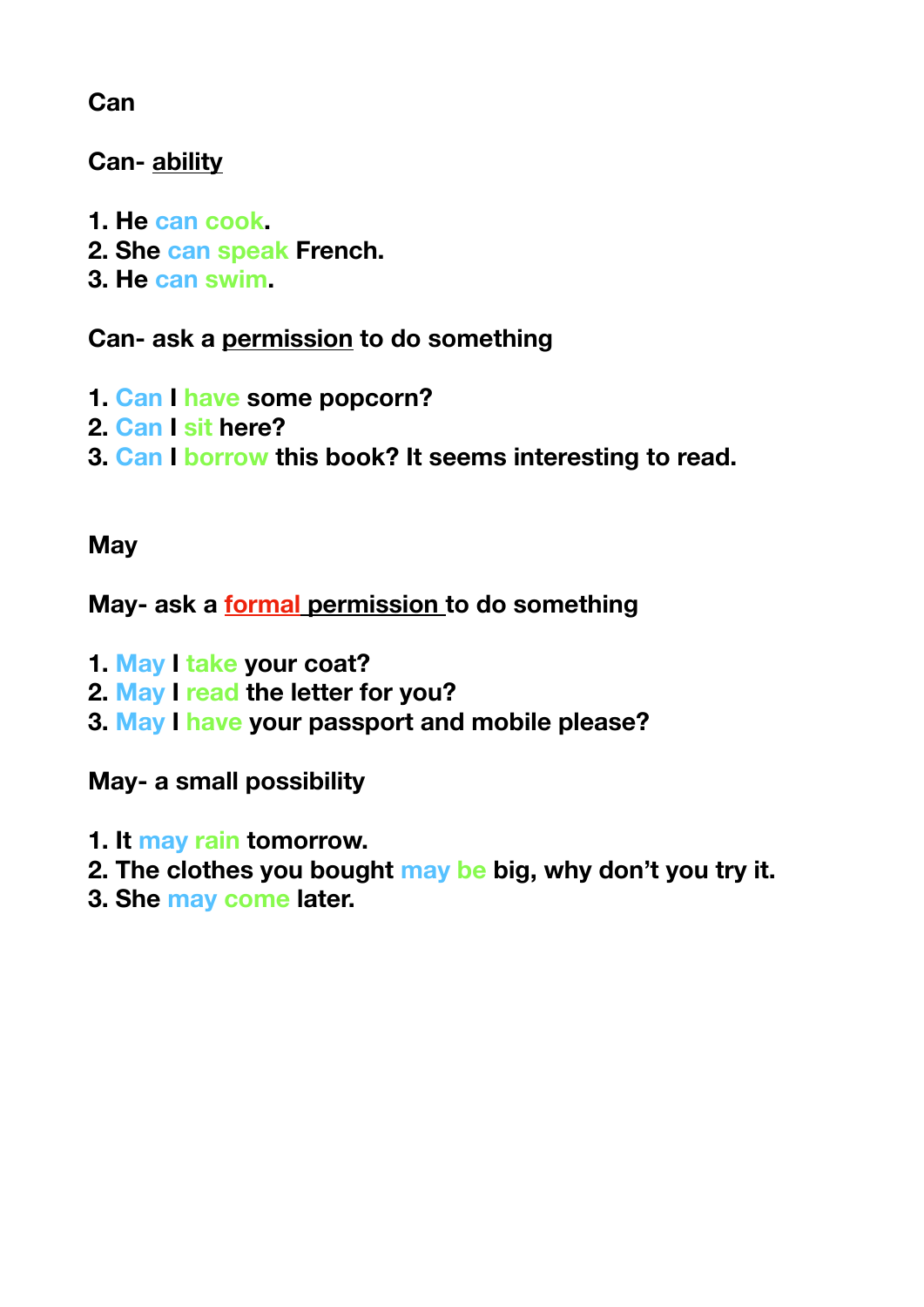**Can**

**Can- ability**

1. **He can cook.**
2. **She can speak French.**
3. **He can swim.**

**Can- ask a permission to do something**

1. **Can I have some popcorn?**
2. **Can I sit here?**
3. **Can I borrow this book? It seems interesting to read.**

**May**

**May- ask a formal permission to do something**

1. **May I take your coat?**
2. **May I read the letter for you?**
3. **May I have your passport and mobile please?**

**May- a small possibility**

1. **It may rain tomorrow.**
2. **The clothes you bought may be big, why don't you try it.**
3. **She may come later.**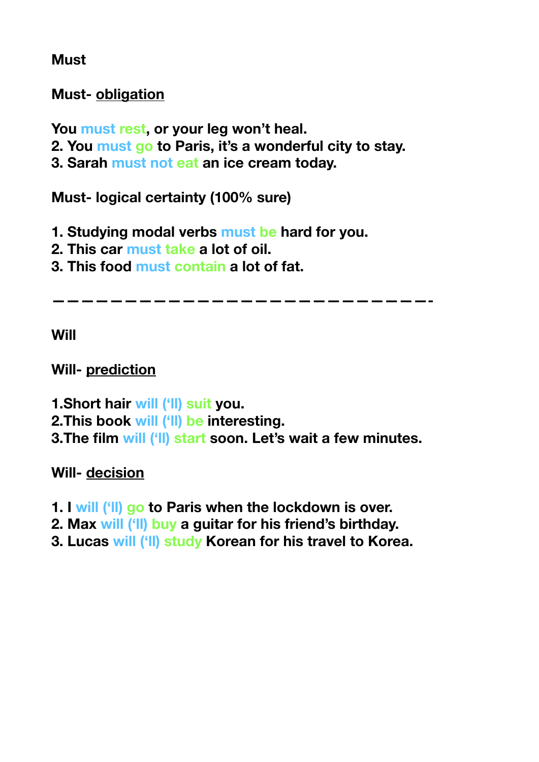**Must**

**Must- <u>obligation</u>**

**You must rest, or your leg won't heal.**
**2. You must go to Paris, it's a wonderful city to stay.**
**3. Sarah must not eat an ice cream today.**

**Must- logical certainty (100% sure)**

**1. Studying modal verbs must be hard for you.**
**2. This car must take a lot of oil.**
**3. This food must contain a lot of fat.**

---

**Will**

**Will- <u>prediction</u>**

**1.Short hair will ('ll) suit you.**
**2.This book will ('ll) be interesting.**
**3.The film will ('ll) start soon. Let's wait a few minutes.**

**Will- <u>decision</u>**

**1. I will ('ll) go to Paris when the lockdown is over.**
**2. Max will ('ll) buy a guitar for his friend's birthday.**
**3. Lucas will ('ll) study Korean for his travel to Korea.**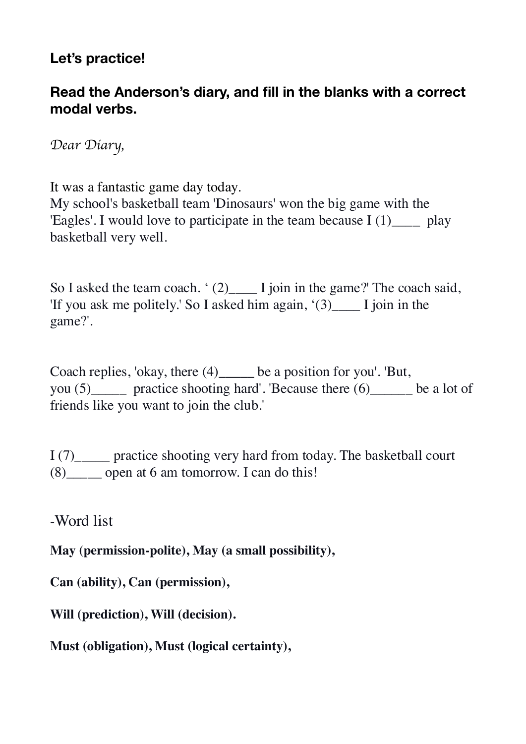**Let's practice!**

**Read the Anderson's diary, and fill in the blanks with a correct modal verbs.**

*Dear Diary,*

It was a fantastic game day today.
My school's basketball team 'Dinosaurs' won the big game with the 'Eagles'. I would love to participate in the team because I (1)____ play basketball very well.

So I asked the team coach. ' (2)____ I join in the game?' The coach said, 'If you ask me politely.' So I asked him again, '(3)____ I join in the game?'.

Coach replies, 'okay, there (4)_____ be a position for you'. 'But, you (5)_____ practice shooting hard'. 'Because there (6)______ be a lot of friends like you want to join the club.'

I (7)_____ practice shooting very hard from today. The basketball court (8)_____ open at 6 am tomorrow. I can do this!

-Word list

**May (permission-polite), May (a small possibility),**

**Can (ability), Can (permission),**

**Will (prediction), Will (decision).**

**Must (obligation), Must (logical certainty),**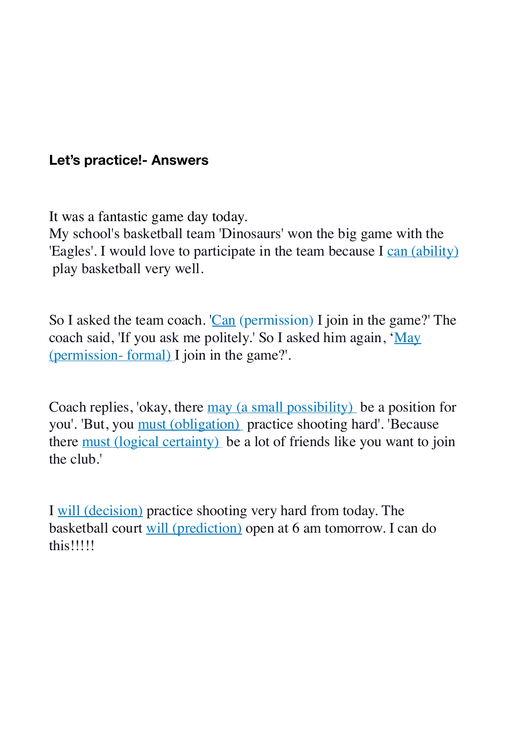**Let's practice!- Answers**

It was a fantastic game day today.
My school's basketball team 'Dinosaurs' won the big game with the 'Eagles'. I would love to participate in the team because I can (ability) play basketball very well.

So I asked the team coach. 'Can (permission) I join in the game?' The coach said, 'If you ask me politely.' So I asked him again, 'May (permission- formal) I join in the game?'.

Coach replies, 'okay, there may (a small possibility) be a position for you'. 'But, you must (obligation) practice shooting hard'. 'Because there must (logical certainty) be a lot of friends like you want to join the club.'

I will (decision) practice shooting very hard from today. The basketball court will (prediction) open at 6 am tomorrow. I can do this!!!!!